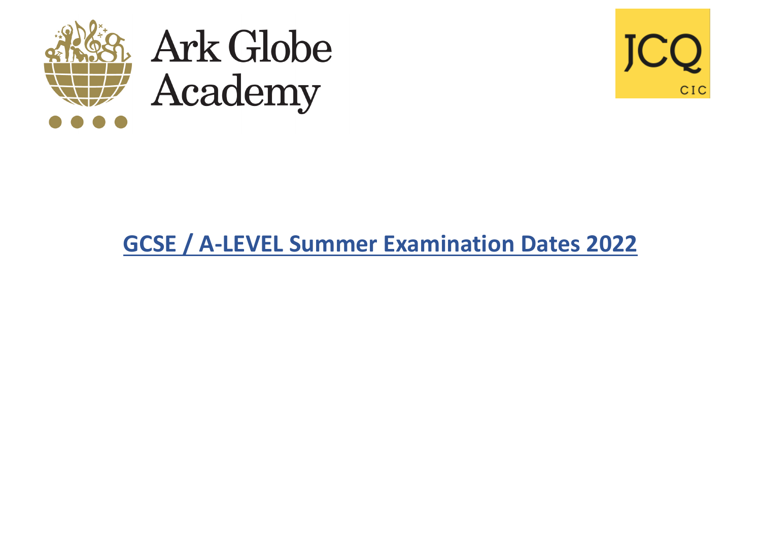Ark Globe Academy

JCQ CIC

# GCSE / A-LEVEL Summer Examination Dates 2022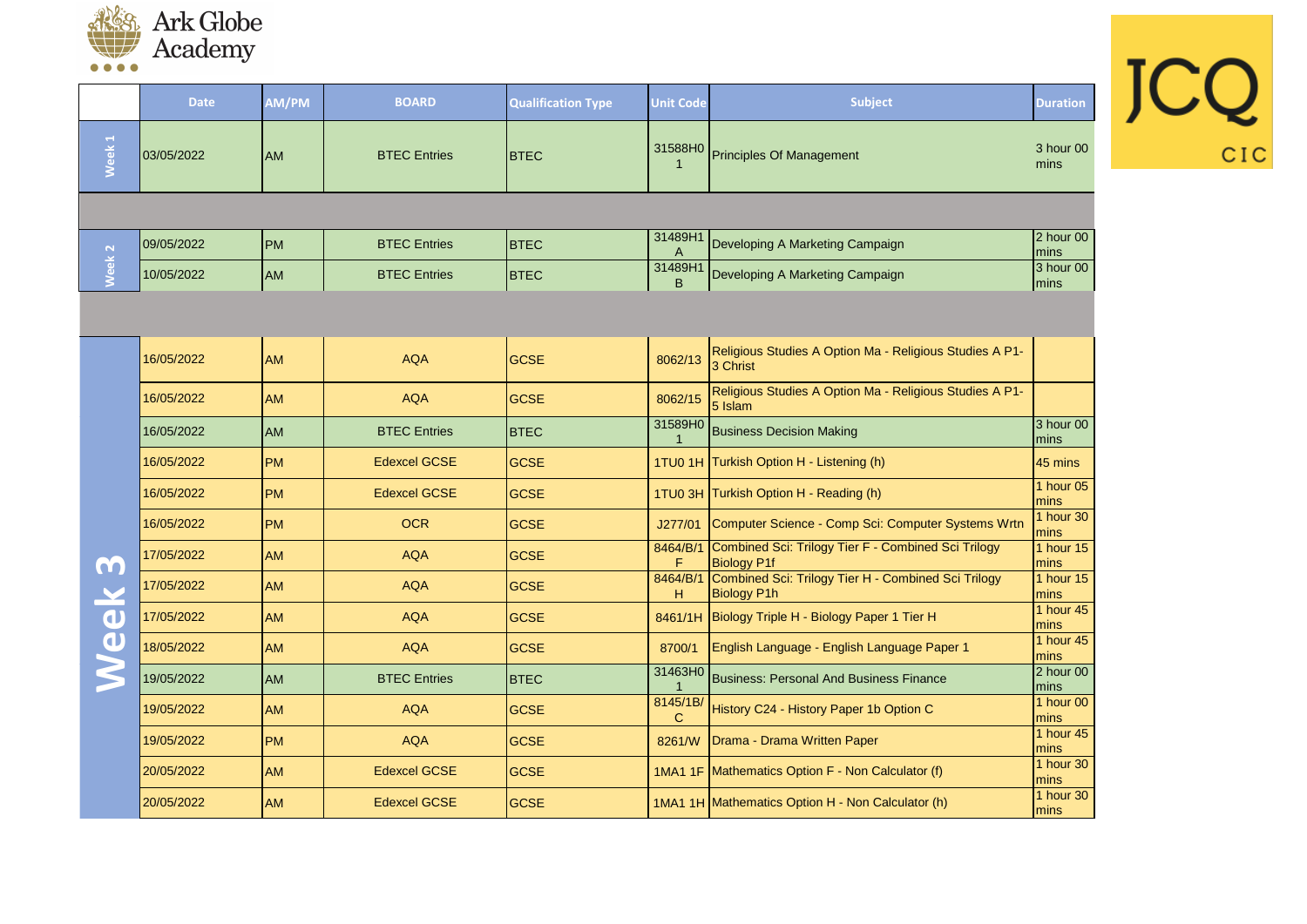# Ark Globe Academy

| | Date | AM/PM | BOARD | Qualification Type | Unit Code | Subject | Duration |
|---|---|---|---|---|---|---|---|
| Week 1 | 03/05/2022 | AM | BTEC Entries | BTEC | 31588H01 | Principles Of Management | 3 hour 00 mins |
| | | | | | | | |
| Week 2 | 09/05/2022 | PM | BTEC Entries | BTEC | 31489H1A | Developing A Marketing Campaign | 2 hour 00 mins |
| | 10/05/2022 | AM | BTEC Entries | BTEC | 31489H1B | Developing A Marketing Campaign | 3 hour 00 mins |
| | | | | | | | |
| Week 3 | 16/05/2022 | AM | AQA | GCSE | 8062/13 | Religious Studies A Option Ma - Religious Studies A P1-3 Christ | |
| | 16/05/2022 | AM | AQA | GCSE | 8062/15 | Religious Studies A Option Ma - Religious Studies A P1-5 Islam | |
| | 16/05/2022 | AM | BTEC Entries | BTEC | 31589H01 | Business Decision Making | 3 hour 00 mins |
| | 16/05/2022 | PM | Edexcel GCSE | GCSE | 1TU0 1H | Turkish Option H - Listening (h) | 45 mins |
| | 16/05/2022 | PM | Edexcel GCSE | GCSE | 1TU0 3H | Turkish Option H - Reading (h) | 1 hour 05 mins |
| | 16/05/2022 | PM | OCR | GCSE | J277/01 | Computer Science - Comp Sci: Computer Systems Wrtn | 1 hour 30 mins |
| | 17/05/2022 | AM | AQA | GCSE | 8464/B/1F | Combined Sci: Trilogy Tier F - Combined Sci Trilogy Biology P1f | 1 hour 15 mins |
| | 17/05/2022 | AM | AQA | GCSE | 8464/B/1H | Combined Sci: Trilogy Tier H - Combined Sci Trilogy Biology P1h | 1 hour 15 mins |
| | 17/05/2022 | AM | AQA | GCSE | 8461/1H | Biology Triple H - Biology Paper 1 Tier H | 1 hour 45 mins |
| | 18/05/2022 | AM | AQA | GCSE | 8700/1 | English Language - English Language Paper 1 | 1 hour 45 mins |
| | 19/05/2022 | AM | BTEC Entries | BTEC | 31463H01 | Business: Personal And Business Finance | 2 hour 00 mins |
| | 19/05/2022 | AM | AQA | GCSE | 8145/1B/C | History C24 - History Paper 1b Option C | 1 hour 00 mins |
| | 19/05/2022 | PM | AQA | GCSE | 8261/W | Drama - Drama Written Paper | 1 hour 45 mins |
| | 20/05/2022 | AM | Edexcel GCSE | GCSE | 1MA1 1F | Mathematics Option F - Non Calculator (f) | 1 hour 30 mins |
| | 20/05/2022 | AM | Edexcel GCSE | GCSE | 1MA1 1H | Mathematics Option H - Non Calculator (h) | 1 hour 30 mins |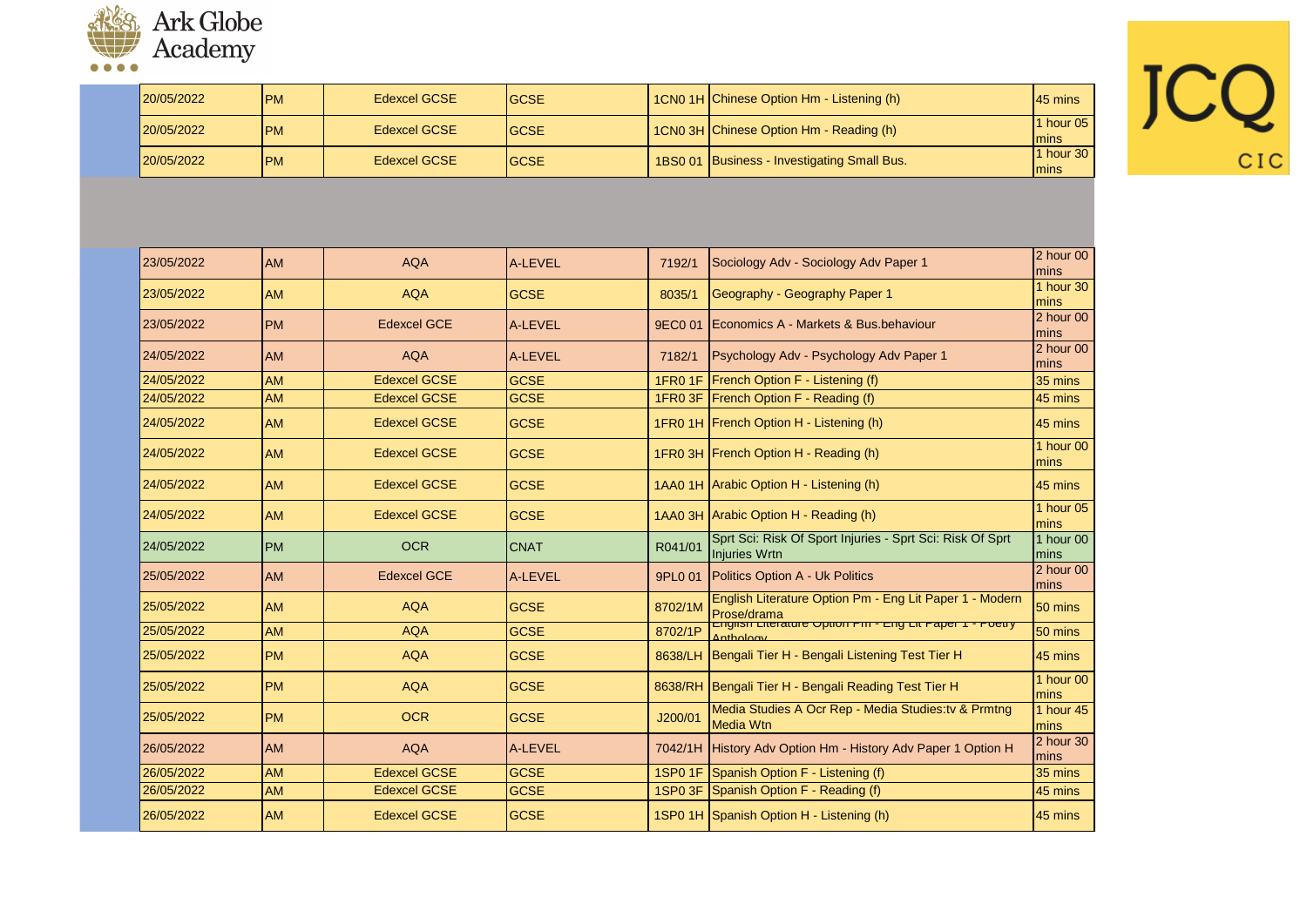| | | | | | | |
|---|---|---|---|---|---|---|
| 20/05/2022 | PM | Edexcel GCSE | GCSE | 1CN0 1H | Chinese Option Hm - Listening (h) | 45 mins |
| 20/05/2022 | PM | Edexcel GCSE | GCSE | 1CN0 3H | Chinese Option Hm - Reading (h) | 1 hour 05 mins |
| 20/05/2022 | PM | Edexcel GCSE | GCSE | 1BS0 01 | Business - Investigating Small Bus. | 1 hour 30 mins |
| | | | | | | |
| 23/05/2022 | AM | AQA | A-LEVEL | 7192/1 | Sociology Adv - Sociology Adv Paper 1 | 2 hour 00 mins |
| 23/05/2022 | AM | AQA | GCSE | 8035/1 | Geography - Geography Paper 1 | 1 hour 30 mins |
| 23/05/2022 | PM | Edexcel GCE | A-LEVEL | 9EC0 01 | Economics A - Markets & Bus.behaviour | 2 hour 00 mins |
| 24/05/2022 | AM | AQA | A-LEVEL | 7182/1 | Psychology Adv - Psychology Adv Paper 1 | 2 hour 00 mins |
| 24/05/2022 | AM | Edexcel GCSE | GCSE | 1FR0 1F | French Option F - Listening (f) | 35 mins |
| 24/05/2022 | AM | Edexcel GCSE | GCSE | 1FR0 3F | French Option F - Reading (f) | 45 mins |
| 24/05/2022 | AM | Edexcel GCSE | GCSE | 1FR0 1H | French Option H - Listening (h) | 45 mins |
| 24/05/2022 | AM | Edexcel GCSE | GCSE | 1FR0 3H | French Option H - Reading (h) | 1 hour 00 mins |
| 24/05/2022 | AM | Edexcel GCSE | GCSE | 1AA0 1H | Arabic Option H - Listening (h) | 45 mins |
| 24/05/2022 | AM | Edexcel GCSE | GCSE | 1AA0 3H | Arabic Option H - Reading (h) | 1 hour 05 mins |
| 24/05/2022 | PM | OCR | CNAT | R041/01 | Sprt Sci: Risk Of Sport Injuries - Sprt Sci: Risk Of Sprt Injuries Wrtn | 1 hour 00 mins |
| 25/05/2022 | AM | Edexcel GCE | A-LEVEL | 9PL0 01 | Politics Option A - Uk Politics | 2 hour 00 mins |
| 25/05/2022 | AM | AQA | GCSE | 8702/1M | English Literature Option Pm - Eng Lit Paper 1 - Modern Prose/drama | 50 mins |
| 25/05/2022 | AM | AQA | GCSE | 8702/1P | English Literature Option Pm - Eng Lit Paper 1 - Poetry Anthology | 50 mins |
| 25/05/2022 | PM | AQA | GCSE | 8638/LH | Bengali Tier H - Bengali Listening Test Tier H | 45 mins |
| 25/05/2022 | PM | AQA | GCSE | 8638/RH | Bengali Tier H - Bengali Reading Test Tier H | 1 hour 00 mins |
| 25/05/2022 | PM | OCR | GCSE | J200/01 | Media Studies A Ocr Rep - Media Studies:tv & Prmtng Media Wtn | 1 hour 45 mins |
| 26/05/2022 | AM | AQA | A-LEVEL | 7042/1H | History Adv Option Hm - History Adv Paper 1 Option H | 2 hour 30 mins |
| 26/05/2022 | AM | Edexcel GCSE | GCSE | 1SP0 1F | Spanish Option F - Listening (f) | 35 mins |
| 26/05/2022 | AM | Edexcel GCSE | GCSE | 1SP0 3F | Spanish Option F - Reading (f) | 45 mins |
| 26/05/2022 | AM | Edexcel GCSE | GCSE | 1SP0 1H | Spanish Option H - Listening (h) | 45 mins |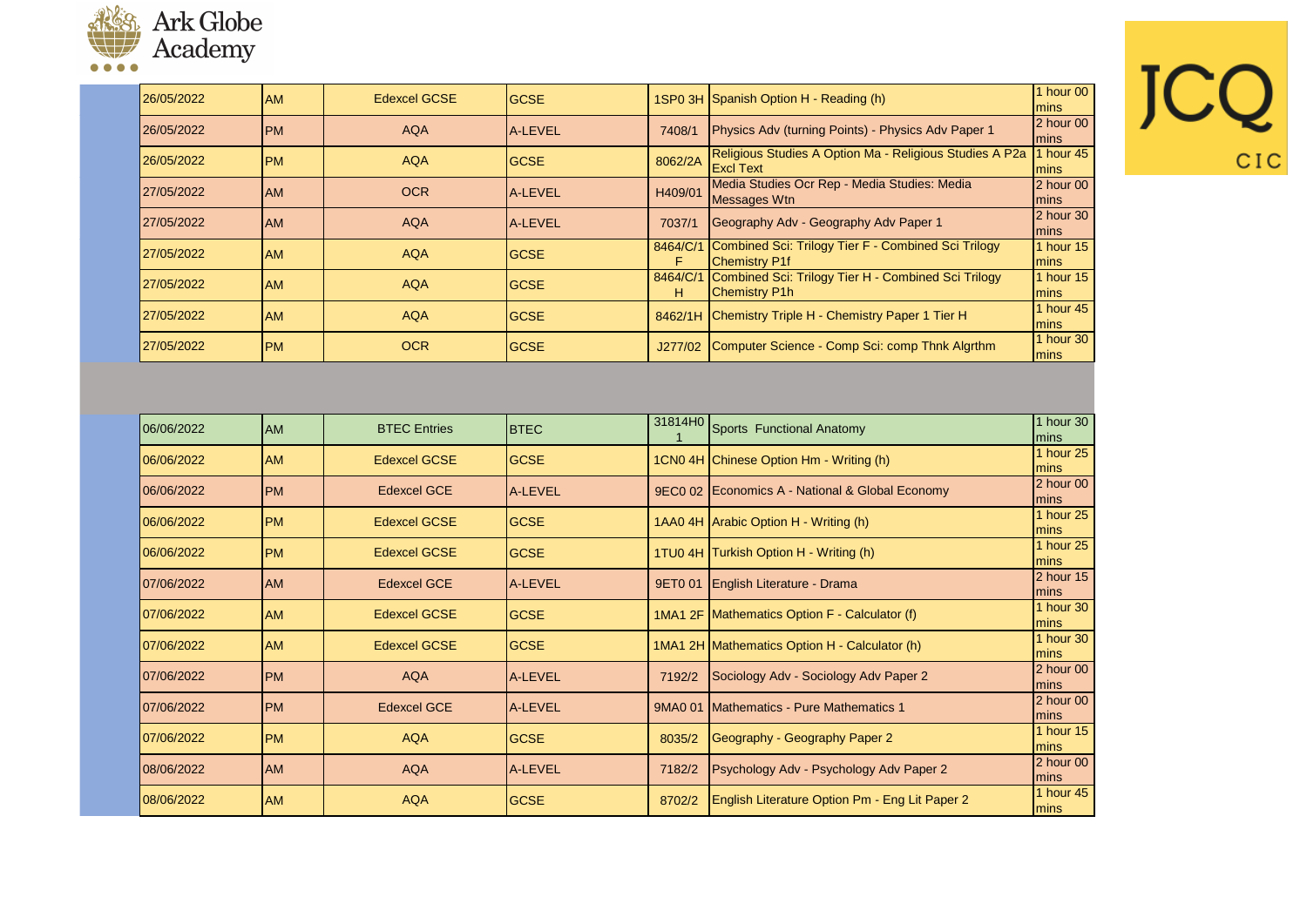| | | | | | | |
|---|---|---|---|---|---|---|
| 26/05/2022 | AM | Edexcel GCSE | GCSE | 1SP0 3H | Spanish Option H - Reading (h) | 1 hour 00 mins |
| 26/05/2022 | PM | AQA | A-LEVEL | 7408/1 | Physics Adv (turning Points) - Physics Adv Paper 1 | 2 hour 00 mins |
| 26/05/2022 | PM | AQA | GCSE | 8062/2A | Religious Studies A Option Ma - Religious Studies A P2a Excl Text | 1 hour 45 mins |
| 27/05/2022 | AM | OCR | A-LEVEL | H409/01 | Media Studies Ocr Rep - Media Studies: Media Messages Wtn | 2 hour 00 mins |
| 27/05/2022 | AM | AQA | A-LEVEL | 7037/1 | Geography Adv - Geography Adv Paper 1 | 2 hour 30 mins |
| 27/05/2022 | AM | AQA | GCSE | 8464/C/1F | Combined Sci: Trilogy Tier F - Combined Sci Trilogy Chemistry P1f | 1 hour 15 mins |
| 27/05/2022 | AM | AQA | GCSE | 8464/C/1H | Combined Sci: Trilogy Tier H - Combined Sci Trilogy Chemistry P1h | 1 hour 15 mins |
| 27/05/2022 | AM | AQA | GCSE | 8462/1H | Chemistry Triple H - Chemistry Paper 1 Tier H | 1 hour 45 mins |
| 27/05/2022 | PM | OCR | GCSE | J277/02 | Computer Science - Comp Sci: comp Thnk Algrthm | 1 hour 30 mins |

| | | | | | | |
|---|---|---|---|---|---|---|
| 06/06/2022 | AM | BTEC Entries | BTEC | 31814H01 | Sports Functional Anatomy | 1 hour 30 mins |
| 06/06/2022 | AM | Edexcel GCSE | GCSE | 1CN0 4H | Chinese Option Hm - Writing (h) | 1 hour 25 mins |
| 06/06/2022 | PM | Edexcel GCE | A-LEVEL | 9EC0 02 | Economics A - National & Global Economy | 2 hour 00 mins |
| 06/06/2022 | PM | Edexcel GCSE | GCSE | 1AA0 4H | Arabic Option H - Writing (h) | 1 hour 25 mins |
| 06/06/2022 | PM | Edexcel GCSE | GCSE | 1TU0 4H | Turkish Option H - Writing (h) | 1 hour 25 mins |
| 07/06/2022 | AM | Edexcel GCE | A-LEVEL | 9ET0 01 | English Literature - Drama | 2 hour 15 mins |
| 07/06/2022 | AM | Edexcel GCSE | GCSE | 1MA1 2F | Mathematics Option F - Calculator (f) | 1 hour 30 mins |
| 07/06/2022 | AM | Edexcel GCSE | GCSE | 1MA1 2H | Mathematics Option H - Calculator (h) | 1 hour 30 mins |
| 07/06/2022 | PM | AQA | A-LEVEL | 7192/2 | Sociology Adv - Sociology Adv Paper 2 | 2 hour 00 mins |
| 07/06/2022 | PM | Edexcel GCE | A-LEVEL | 9MA0 01 | Mathematics - Pure Mathematics 1 | 2 hour 00 mins |
| 07/06/2022 | PM | AQA | GCSE | 8035/2 | Geography - Geography Paper 2 | 1 hour 15 mins |
| 08/06/2022 | AM | AQA | A-LEVEL | 7182/2 | Psychology Adv - Psychology Adv Paper 2 | 2 hour 00 mins |
| 08/06/2022 | AM | AQA | GCSE | 8702/2 | English Literature Option Pm - Eng Lit Paper 2 | 1 hour 45 mins |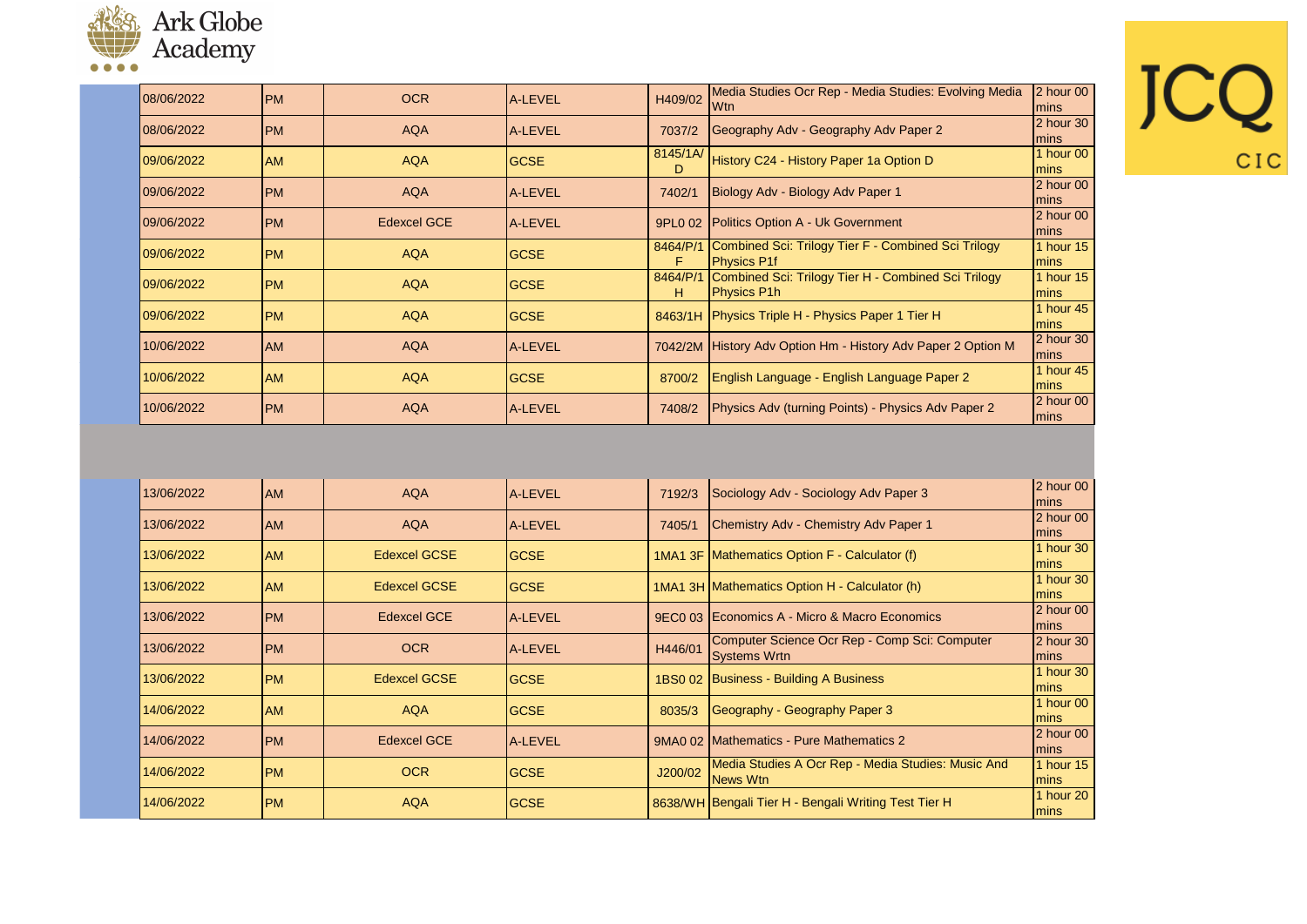Ark Globe Academy

JCQ CIC

| | | | | | | |
|---|---|---|---|---|---|---|
| 08/06/2022 | PM | OCR | A-LEVEL | H409/02 | Media Studies Ocr Rep - Media Studies: Evolving Media Wtn | 2 hour 00 mins |
| 08/06/2022 | PM | AQA | A-LEVEL | 7037/2 | Geography Adv - Geography Adv Paper 2 | 2 hour 30 mins |
| 09/06/2022 | AM | AQA | GCSE | 8145/1A/D | History C24 - History Paper 1a Option D | 1 hour 00 mins |
| 09/06/2022 | PM | AQA | A-LEVEL | 7402/1 | Biology Adv - Biology Adv Paper 1 | 2 hour 00 mins |
| 09/06/2022 | PM | Edexcel GCE | A-LEVEL | 9PL0 02 | Politics Option A - Uk Government | 2 hour 00 mins |
| 09/06/2022 | PM | AQA | GCSE | 8464/P/1F | Combined Sci: Trilogy Tier F - Combined Sci Trilogy Physics P1f | 1 hour 15 mins |
| 09/06/2022 | PM | AQA | GCSE | 8464/P/1H | Combined Sci: Trilogy Tier H - Combined Sci Trilogy Physics P1h | 1 hour 15 mins |
| 09/06/2022 | PM | AQA | GCSE | 8463/1H | Physics Triple H - Physics Paper 1 Tier H | 1 hour 45 mins |
| 10/06/2022 | AM | AQA | A-LEVEL | 7042/2M | History Adv Option Hm - History Adv Paper 2 Option M | 2 hour 30 mins |
| 10/06/2022 | AM | AQA | GCSE | 8700/2 | English Language - English Language Paper 2 | 1 hour 45 mins |
| 10/06/2022 | PM | AQA | A-LEVEL | 7408/2 | Physics Adv (turning Points) - Physics Adv Paper 2 | 2 hour 00 mins |
| 13/06/2022 | AM | AQA | A-LEVEL | 7192/3 | Sociology Adv - Sociology Adv Paper 3 | 2 hour 00 mins |
| 13/06/2022 | AM | AQA | A-LEVEL | 7405/1 | Chemistry Adv - Chemistry Adv Paper 1 | 2 hour 00 mins |
| 13/06/2022 | AM | Edexcel GCSE | GCSE | 1MA1 3F | Mathematics Option F - Calculator (f) | 1 hour 30 mins |
| 13/06/2022 | AM | Edexcel GCSE | GCSE | 1MA1 3H | Mathematics Option H - Calculator (h) | 1 hour 30 mins |
| 13/06/2022 | PM | Edexcel GCE | A-LEVEL | 9EC0 03 | Economics A - Micro & Macro Economics | 2 hour 00 mins |
| 13/06/2022 | PM | OCR | A-LEVEL | H446/01 | Computer Science Ocr Rep - Comp Sci: Computer Systems Wrtn | 2 hour 30 mins |
| 13/06/2022 | PM | Edexcel GCSE | GCSE | 1BS0 02 | Business - Building A Business | 1 hour 30 mins |
| 14/06/2022 | AM | AQA | GCSE | 8035/3 | Geography - Geography Paper 3 | 1 hour 00 mins |
| 14/06/2022 | PM | Edexcel GCE | A-LEVEL | 9MA0 02 | Mathematics - Pure Mathematics 2 | 2 hour 00 mins |
| 14/06/2022 | PM | OCR | GCSE | J200/02 | Media Studies A Ocr Rep - Media Studies: Music And News Wtn | 1 hour 15 mins |
| 14/06/2022 | PM | AQA | GCSE | 8638/WH | Bengali Tier H - Bengali Writing Test Tier H | 1 hour 20 mins |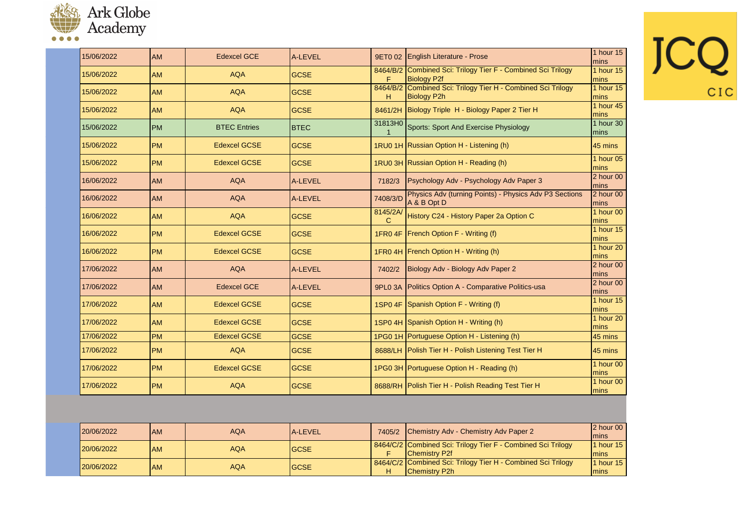| | | | | | | |
|---|---|---|---|---|---|---|
| 15/06/2022 | AM | Edexcel GCE | A-LEVEL | 9ET0 02 | English Literature - Prose | 1 hour 15 mins |
| 15/06/2022 | AM | AQA | GCSE | 8464/B/2F | Combined Sci: Trilogy Tier F - Combined Sci Trilogy Biology P2f | 1 hour 15 mins |
| 15/06/2022 | AM | AQA | GCSE | 8464/B/2H | Combined Sci: Trilogy Tier H - Combined Sci Trilogy Biology P2h | 1 hour 15 mins |
| 15/06/2022 | AM | AQA | GCSE | 8461/2H | Biology Triple H - Biology Paper 2 Tier H | 1 hour 45 mins |
| 15/06/2022 | PM | BTEC Entries | BTEC | 31813H01 | Sports: Sport And Exercise Physiology | 1 hour 30 mins |
| 15/06/2022 | PM | Edexcel GCSE | GCSE | 1RU0 1H | Russian Option H - Listening (h) | 45 mins |
| 15/06/2022 | PM | Edexcel GCSE | GCSE | 1RU0 3H | Russian Option H - Reading (h) | 1 hour 05 mins |
| 16/06/2022 | AM | AQA | A-LEVEL | 7182/3 | Psychology Adv - Psychology Adv Paper 3 | 2 hour 00 mins |
| 16/06/2022 | AM | AQA | A-LEVEL | 7408/3/D | Physics Adv (turning Points) - Physics Adv P3 Sections A & B Opt D | 2 hour 00 mins |
| 16/06/2022 | AM | AQA | GCSE | 8145/2A/C | History C24 - History Paper 2a Option C | 1 hour 00 mins |
| 16/06/2022 | PM | Edexcel GCSE | GCSE | 1FR0 4F | French Option F - Writing (f) | 1 hour 15 mins |
| 16/06/2022 | PM | Edexcel GCSE | GCSE | 1FR0 4H | French Option H - Writing (h) | 1 hour 20 mins |
| 17/06/2022 | AM | AQA | A-LEVEL | 7402/2 | Biology Adv - Biology Adv Paper 2 | 2 hour 00 mins |
| 17/06/2022 | AM | Edexcel GCE | A-LEVEL | 9PL0 3A | Politics Option A - Comparative Politics-usa | 2 hour 00 mins |
| 17/06/2022 | AM | Edexcel GCSE | GCSE | 1SP0 4F | Spanish Option F - Writing (f) | 1 hour 15 mins |
| 17/06/2022 | AM | Edexcel GCSE | GCSE | 1SP0 4H | Spanish Option H - Writing (h) | 1 hour 20 mins |
| 17/06/2022 | PM | Edexcel GCSE | GCSE | 1PG0 1H | Portuguese Option H - Listening (h) | 45 mins |
| 17/06/2022 | PM | AQA | GCSE | 8688/LH | Polish Tier H - Polish Listening Test Tier H | 45 mins |
| 17/06/2022 | PM | Edexcel GCSE | GCSE | 1PG0 3H | Portuguese Option H - Reading (h) | 1 hour 00 mins |
| 17/06/2022 | PM | AQA | GCSE | 8688/RH | Polish Tier H - Polish Reading Test Tier H | 1 hour 00 mins |

| | | | | | | |
|---|---|---|---|---|---|---|
| 20/06/2022 | AM | AQA | A-LEVEL | 7405/2 | Chemistry Adv - Chemistry Adv Paper 2 | 2 hour 00 mins |
| 20/06/2022 | AM | AQA | GCSE | 8464/C/2F | Combined Sci: Trilogy Tier F - Combined Sci Trilogy Chemistry P2f | 1 hour 15 mins |
| 20/06/2022 | AM | AQA | GCSE | 8464/C/2H | Combined Sci: Trilogy Tier H - Combined Sci Trilogy Chemistry P2h | 1 hour 15 mins |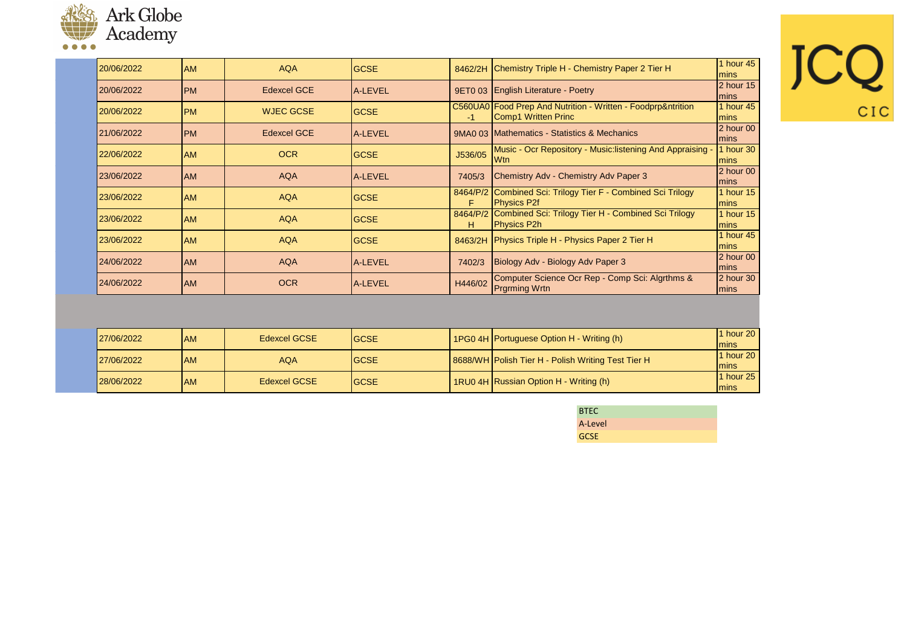Ark Globe Academy

JCQ CIC

| | | | | | | |
|---|---|---|---|---|---|---|
| 20/06/2022 | AM | AQA | GCSE | 8462/2H | Chemistry Triple H - Chemistry Paper 2 Tier H | 1 hour 45 mins |
| 20/06/2022 | PM | Edexcel GCE | A-LEVEL | 9ET0 03 | English Literature - Poetry | 2 hour 15 mins |
| 20/06/2022 | PM | WJEC GCSE | GCSE | C560UA0-1 | Food Prep And Nutrition - Written - Foodprp&ntrition Comp1 Written Princ | 1 hour 45 mins |
| 21/06/2022 | PM | Edexcel GCE | A-LEVEL | 9MA0 03 | Mathematics - Statistics & Mechanics | 2 hour 00 mins |
| 22/06/2022 | AM | OCR | GCSE | J536/05 | Music - Ocr Repository - Music:listening And Appraising - Wtn | 1 hour 30 mins |
| 23/06/2022 | AM | AQA | A-LEVEL | 7405/3 | Chemistry Adv - Chemistry Adv Paper 3 | 2 hour 00 mins |
| 23/06/2022 | AM | AQA | GCSE | 8464/P/2F | Combined Sci: Trilogy Tier F - Combined Sci Trilogy Physics P2f | 1 hour 15 mins |
| 23/06/2022 | AM | AQA | GCSE | 8464/P/2H | Combined Sci: Trilogy Tier H - Combined Sci Trilogy Physics P2h | 1 hour 15 mins |
| 23/06/2022 | AM | AQA | GCSE | 8463/2H | Physics Triple H - Physics Paper 2 Tier H | 1 hour 45 mins |
| 24/06/2022 | AM | AQA | A-LEVEL | 7402/3 | Biology Adv - Biology Adv Paper 3 | 2 hour 00 mins |
| 24/06/2022 | AM | OCR | A-LEVEL | H446/02 | Computer Science Ocr Rep - Comp Sci: Algrthms & Prgrming Wrtn | 2 hour 30 mins |
| | | | | | | |
| 27/06/2022 | AM | Edexcel GCSE | GCSE | 1PG0 4H | Portuguese Option H - Writing (h) | 1 hour 20 mins |
| 27/06/2022 | AM | AQA | GCSE | 8688/WH | Polish Tier H - Polish Writing Test Tier H | 1 hour 20 mins |
| 28/06/2022 | AM | Edexcel GCSE | GCSE | 1RU0 4H | Russian Option H - Writing (h) | 1 hour 25 mins |

BTEC
A-Level
GCSE